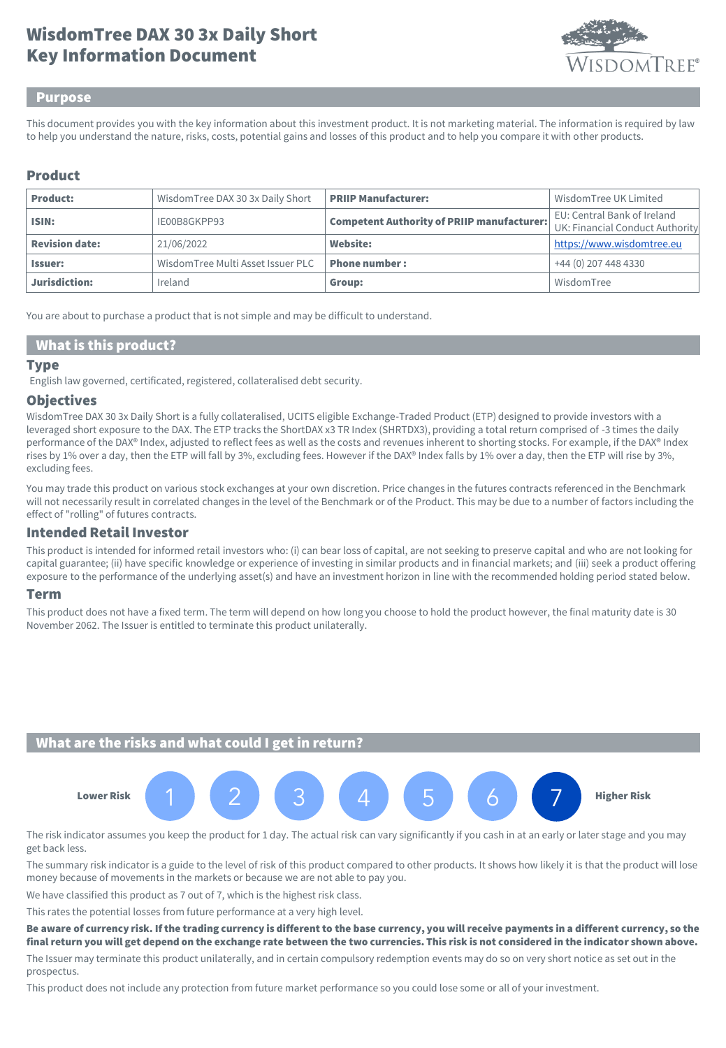# WisdomTree DAX 30 3x Daily Short
# Key Information Document

## Purpose

This document provides you with the key information about this investment product. It is not marketing material. The information is required by law to help you understand the nature, risks, costs, potential gains and losses of this product and to help you compare it with other products.

## Product

| **Product:** | WisdomTree DAX 30 3x Daily Short | **PRIIP Manufacturer:** | WisdomTree UK Limited |
|---|---|---|---|
| **ISIN:** | IE00B8GKPP93 | **Competent Authority of PRIIP manufacturer:** | EU: Central Bank of Ireland<br>UK: Financial Conduct Authority |
| **Revision date:** | 21/06/2022 | **Website:** | https://www.wisdomtree.eu |
| **Issuer:** | WisdomTree Multi Asset Issuer PLC | **Phone number :** | +44 (0) 207 448 4330 |
| **Jurisdiction:** | Ireland | **Group:** | WisdomTree |

You are about to purchase a product that is not simple and may be difficult to understand.

## What is this product?

### Type

English law governed, certificated, registered, collateralised debt security.

### Objectives

WisdomTree DAX 30 3x Daily Short is a fully collateralised, UCITS eligible Exchange-Traded Product (ETP) designed to provide investors with a leveraged short exposure to the DAX. The ETP tracks the ShortDAX x3 TR Index (SHRTDX3), providing a total return comprised of -3 times the daily performance of the DAX® Index, adjusted to reflect fees as well as the costs and revenues inherent to shorting stocks. For example, if the DAX® Index rises by 1% over a day, then the ETP will fall by 3%, excluding fees. However if the DAX® Index falls by 1% over a day, then the ETP will rise by 3%, excluding fees.

You may trade this product on various stock exchanges at your own discretion. Price changes in the futures contracts referenced in the Benchmark will not necessarily result in correlated changes in the level of the Benchmark or of the Product. This may be due to a number of factors including the effect of "rolling" of futures contracts.

### Intended Retail Investor

This product is intended for informed retail investors who: (i) can bear loss of capital, are not seeking to preserve capital and who are not looking for capital guarantee; (ii) have specific knowledge or experience of investing in similar products and in financial markets; and (iii) seek a product offering exposure to the performance of the underlying asset(s) and have an investment horizon in line with the recommended holding period stated below.

### Term

This product does not have a fixed term. The term will depend on how long you choose to hold the product however, the final maturity date is 30 November 2062. The Issuer is entitled to terminate this product unilaterally.

## What are the risks and what could I get in return?

**Lower Risk** 1 2 3 4 5 6 **7** **Higher Risk**

The risk indicator assumes you keep the product for 1 day. The actual risk can vary significantly if you cash in at an early or later stage and you may get back less.

The summary risk indicator is a guide to the level of risk of this product compared to other products. It shows how likely it is that the product will lose money because of movements in the markets or because we are not able to pay you.

We have classified this product as 7 out of 7, which is the highest risk class.

This rates the potential losses from future performance at a very high level.

**Be aware of currency risk. If the trading currency is different to the base currency, you will receive payments in a different currency, so the final return you will get depend on the exchange rate between the two currencies. This risk is not considered in the indicator shown above.**

The Issuer may terminate this product unilaterally, and in certain compulsory redemption events may do so on very short notice as set out in the prospectus.

This product does not include any protection from future market performance so you could lose some or all of your investment.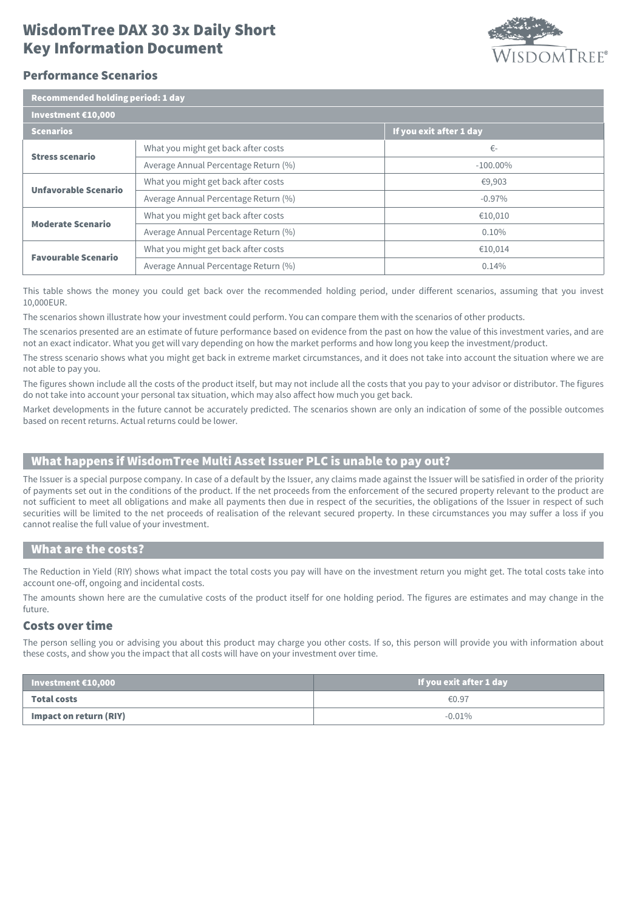# WisdomTree DAX 30 3x Daily Short
# Key Information Document

## Performance Scenarios

| Recommended holding period: 1 day | | |
|---|---|---|
| **Investment €10,000** | | |
| **Scenarios** | | **If you exit after 1 day** |
| **Stress scenario** | What you might get back after costs | €- |
| | Average Annual Percentage Return (%) | -100.00% |
| **Unfavorable Scenario** | What you might get back after costs | €9,903 |
| | Average Annual Percentage Return (%) | -0.97% |
| **Moderate Scenario** | What you might get back after costs | €10,010 |
| | Average Annual Percentage Return (%) | 0.10% |
| **Favourable Scenario** | What you might get back after costs | €10,014 |
| | Average Annual Percentage Return (%) | 0.14% |

This table shows the money you could get back over the recommended holding period, under different scenarios, assuming that you invest 10,000EUR.

The scenarios shown illustrate how your investment could perform. You can compare them with the scenarios of other products.

The scenarios presented are an estimate of future performance based on evidence from the past on how the value of this investment varies, and are not an exact indicator. What you get will vary depending on how the market performs and how long you keep the investment/product.

The stress scenario shows what you might get back in extreme market circumstances, and it does not take into account the situation where we are not able to pay you.

The figures shown include all the costs of the product itself, but may not include all the costs that you pay to your advisor or distributor. The figures do not take into account your personal tax situation, which may also affect how much you get back.

Market developments in the future cannot be accurately predicted. The scenarios shown are only an indication of some of the possible outcomes based on recent returns. Actual returns could be lower.

## What happens if WisdomTree Multi Asset Issuer PLC is unable to pay out?

The Issuer is a special purpose company. In case of a default by the Issuer, any claims made against the Issuer will be satisfied in order of the priority of payments set out in the conditions of the product. If the net proceeds from the enforcement of the secured property relevant to the product are not sufficient to meet all obligations and make all payments then due in respect of the securities, the obligations of the Issuer in respect of such securities will be limited to the net proceeds of realisation of the relevant secured property. In these circumstances you may suffer a loss if you cannot realise the full value of your investment.

## What are the costs?

The Reduction in Yield (RIY) shows what impact the total costs you pay will have on the investment return you might get. The total costs take into account one-off, ongoing and incidental costs.

The amounts shown here are the cumulative costs of the product itself for one holding period. The figures are estimates and may change in the future.

### Costs over time

The person selling you or advising you about this product may charge you other costs. If so, this person will provide you with information about these costs, and show you the impact that all costs will have on your investment over time.

| Investment €10,000 | If you exit after 1 day |
|---|---|
| **Total costs** | €0.97 |
| **Impact on return (RIY)** | -0.01% |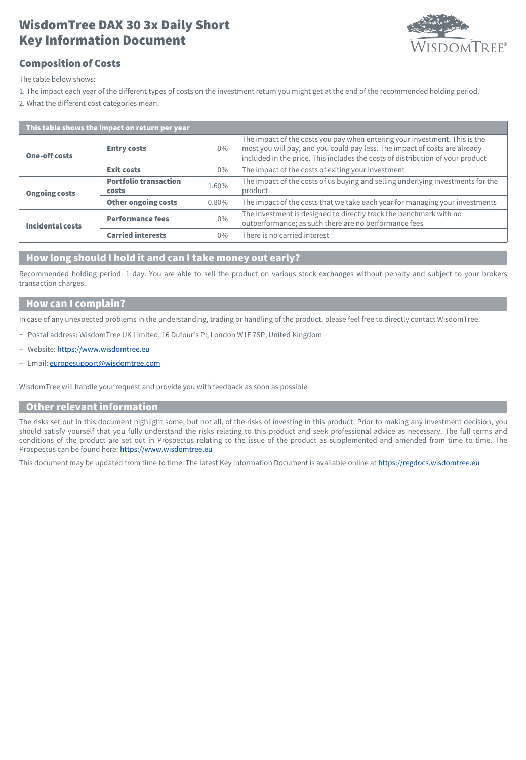# WisdomTree DAX 30 3x Daily Short
# Key Information Document

## Composition of Costs

The table below shows:

1. The impact each year of the different types of costs on the investment return you might get at the end of the recommended holding period.
2. What the different cost categories mean.

| This table shows the impact on return per year | | | |
|---|---|---|---|
| **One-off costs** | **Entry costs** | 0% | The impact of the costs you pay when entering your investment. This is the most you will pay, and you could pay less. The impact of costs are already included in the price. This includes the costs of distribution of your product |
| | **Exit costs** | 0% | The impact of the costs of exiting your investment |
| **Ongoing costs** | **Portfolio transaction costs** | 1.60% | The impact of the costs of us buying and selling underlying investments for the product |
| | **Other ongoing costs** | 0.80% | The impact of the costs that we take each year for managing your investments |
| **Incidental costs** | **Performance fees** | 0% | The investment is designed to directly track the benchmark with no outperformance; as such there are no performance fees |
| | **Carried interests** | 0% | There is no carried interest |

## How long should I hold it and can I take money out early?

Recommended holding period: 1 day. You are able to sell the product on various stock exchanges without penalty and subject to your brokers transaction charges.

## How can I complain?

In case of any unexpected problems in the understanding, trading or handling of the product, please feel free to directly contact WisdomTree.

+ Postal address: WisdomTree UK Limited, 16 Dufour's Pl, London W1F 7SP, United Kingdom
+ Website: https://www.wisdomtree.eu
+ Email: europesupport@wisdomtree.com

WisdomTree will handle your request and provide you with feedback as soon as possible.

## Other relevant information

The risks set out in this document highlight some, but not all, of the risks of investing in this product. Prior to making any investment decision, you should satisfy yourself that you fully understand the risks relating to this product and seek professional advice as necessary. The full terms and conditions of the product are set out in Prospectus relating to the issue of the product as supplemented and amended from time to time. The Prospectus can be found here: https://www.wisdomtree.eu

This document may be updated from time to time. The latest Key Information Document is available online at https://regdocs.wisdomtree.eu